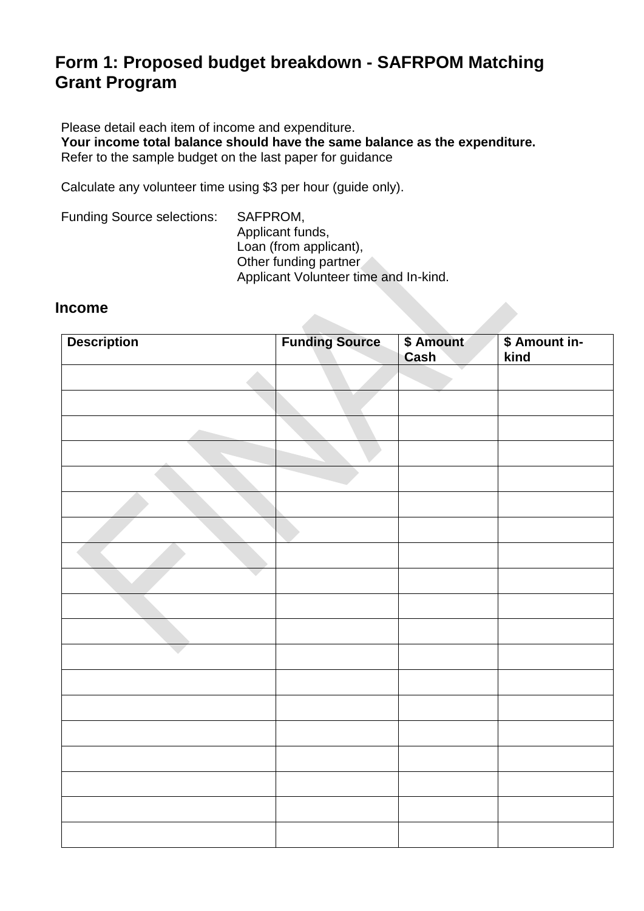# Form 1: Proposed budget breakdown - SAFRPOM Matching Grant Program

Please detail each item of income and expenditure.
**Your income total balance should have the same balance as the expenditure.**
Refer to the sample budget on the last paper for guidance

Calculate any volunteer time using $3 per hour (guide only).

Funding Source selections: SAFPROM,
Applicant funds,
Loan (from applicant),
Other funding partner
Applicant Volunteer time and In-kind.

## Income

| Description | Funding Source | $ Amount Cash | $ Amount in-kind |
|---|---|---|---|
| | | | |
| | | | |
| | | | |
| | | | |
| | | | |
| | | | |
| | | | |
| | | | |
| | | | |
| | | | |
| | | | |
| | | | |
| | | | |
| | | | |
| | | | |
| | | | |
| | | | |
| | | | |
| | | | |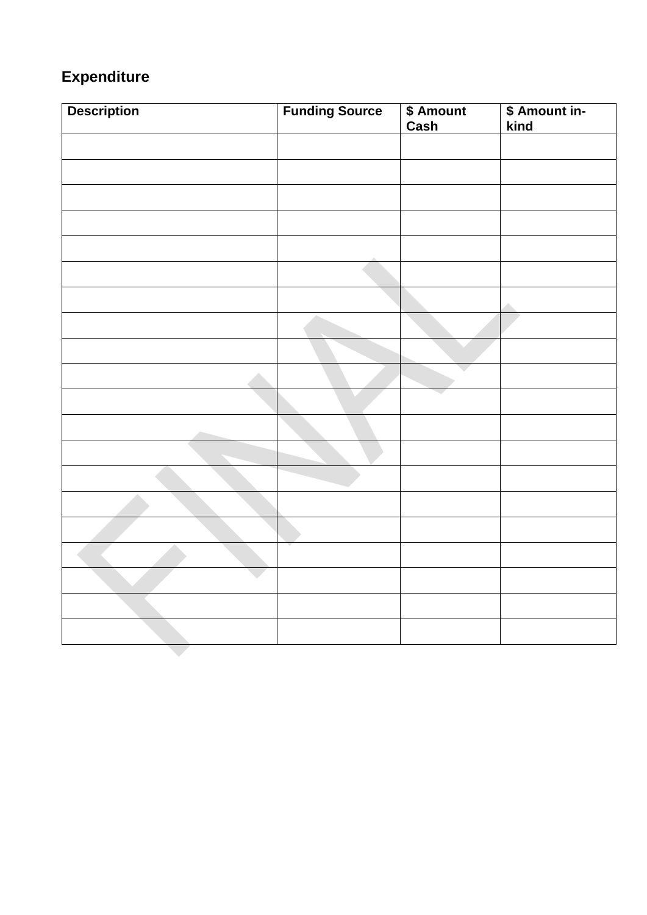## Expenditure

| Description | Funding Source | $ Amount Cash | $ Amount in-kind |
|---|---|---|---|
| | | | |
| | | | |
| | | | |
| | | | |
| | | | |
| | | | |
| | | | |
| | | | |
| | | | |
| | | | |
| | | | |
| | | | |
| | | | |
| | | | |
| | | | |
| | | | |
| | | | |
| | | | |
| | | | |
| | | | |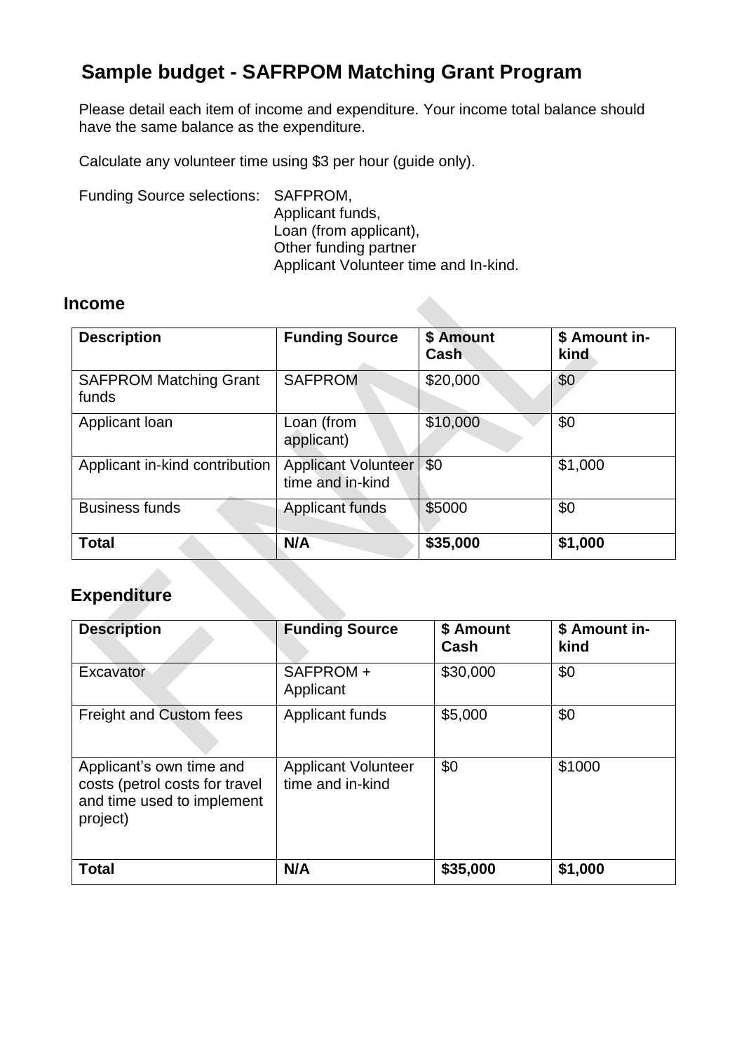# Sample budget - SAFRPOM Matching Grant Program

Please detail each item of income and expenditure. Your income total balance should have the same balance as the expenditure.

Calculate any volunteer time using $3 per hour (guide only).

Funding Source selections: SAFPROM,
Applicant funds,
Loan (from applicant),
Other funding partner
Applicant Volunteer time and In-kind.

## Income

| Description | Funding Source | $ Amount Cash | $ Amount in-kind |
|---|---|---|---|
| SAFPROM Matching Grant funds | SAFPROM | $20,000 | $0 |
| Applicant loan | Loan (from applicant) | $10,000 | $0 |
| Applicant in-kind contribution | Applicant Volunteer time and in-kind | $0 | $1,000 |
| Business funds | Applicant funds | $5000 | $0 |
| **Total** | **N/A** | **$35,000** | **$1,000** |

## Expenditure

| Description | Funding Source | $ Amount Cash | $ Amount in-kind |
|---|---|---|---|
| Excavator | SAFPROM + Applicant | $30,000 | $0 |
| Freight and Custom fees | Applicant funds | $5,000 | $0 |
| Applicant's own time and costs (petrol costs for travel and time used to implement project) | Applicant Volunteer time and in-kind | $0 | $1000 |
| **Total** | **N/A** | **$35,000** | **$1,000** |

FINAL